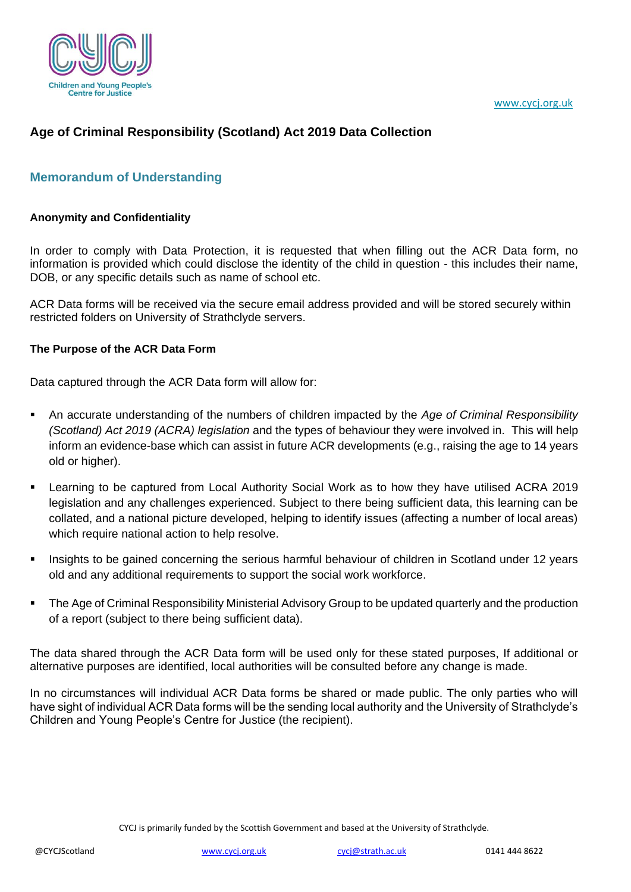# Age of Criminal Responsibility (Scotland) Act 2019 Data Collection

## Memorandum of Understanding

### Anonymity and Confidentiality

In order to comply with Data Protection, it is requested that when filling out the ACR Data form, no information is provided which could disclose the identity of the child in question - this includes their name, DOB, or any specific details such as name of school etc.

ACR Data forms will be received via the secure email address provided and will be stored securely within restricted folders on University of Strathclyde servers.

### The Purpose of the ACR Data Form

Data captured through the ACR Data form will allow for:

- An accurate understanding of the numbers of children impacted by the *Age of Criminal Responsibility (Scotland) Act 2019 (ACRA) legislation* and the types of behaviour they were involved in. This will help inform an evidence-base which can assist in future ACR developments (e.g., raising the age to 14 years old or higher).
- Learning to be captured from Local Authority Social Work as to how they have utilised ACRA 2019 legislation and any challenges experienced. Subject to there being sufficient data, this learning can be collated, and a national picture developed, helping to identify issues (affecting a number of local areas) which require national action to help resolve.
- Insights to be gained concerning the serious harmful behaviour of children in Scotland under 12 years old and any additional requirements to support the social work workforce.
- The Age of Criminal Responsibility Ministerial Advisory Group to be updated quarterly and the production of a report (subject to there being sufficient data).

The data shared through the ACR Data form will be used only for these stated purposes, If additional or alternative purposes are identified, local authorities will be consulted before any change is made.

In no circumstances will individual ACR Data forms be shared or made public. The only parties who will have sight of individual ACR Data forms will be the sending local authority and the University of Strathclyde's Children and Young People's Centre for Justice (the recipient).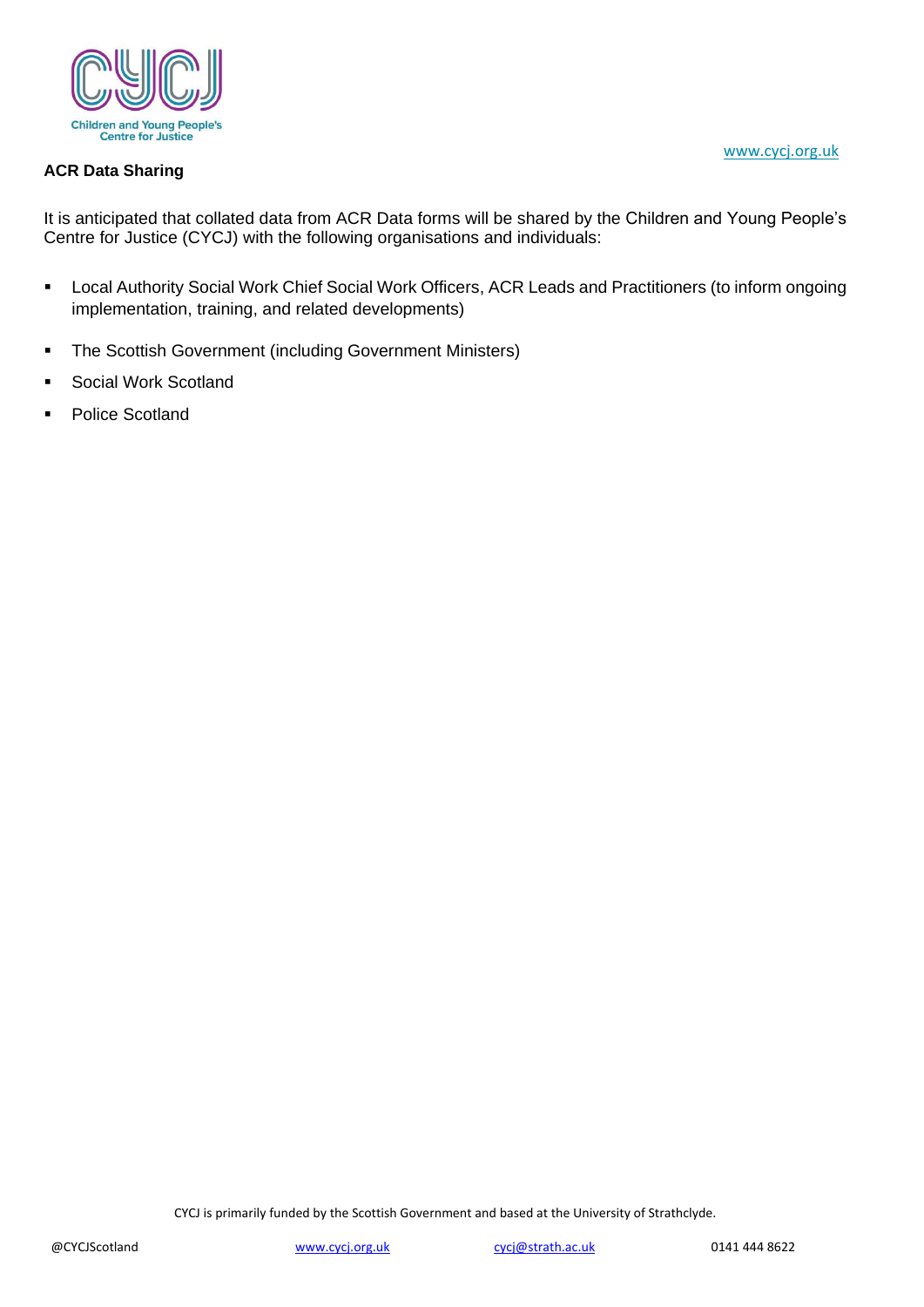## ACR Data Sharing

It is anticipated that collated data from ACR Data forms will be shared by the Children and Young People's Centre for Justice (CYCJ) with the following organisations and individuals:

- Local Authority Social Work Chief Social Work Officers, ACR Leads and Practitioners (to inform ongoing implementation, training, and related developments)
- The Scottish Government (including Government Ministers)
- Social Work Scotland
- Police Scotland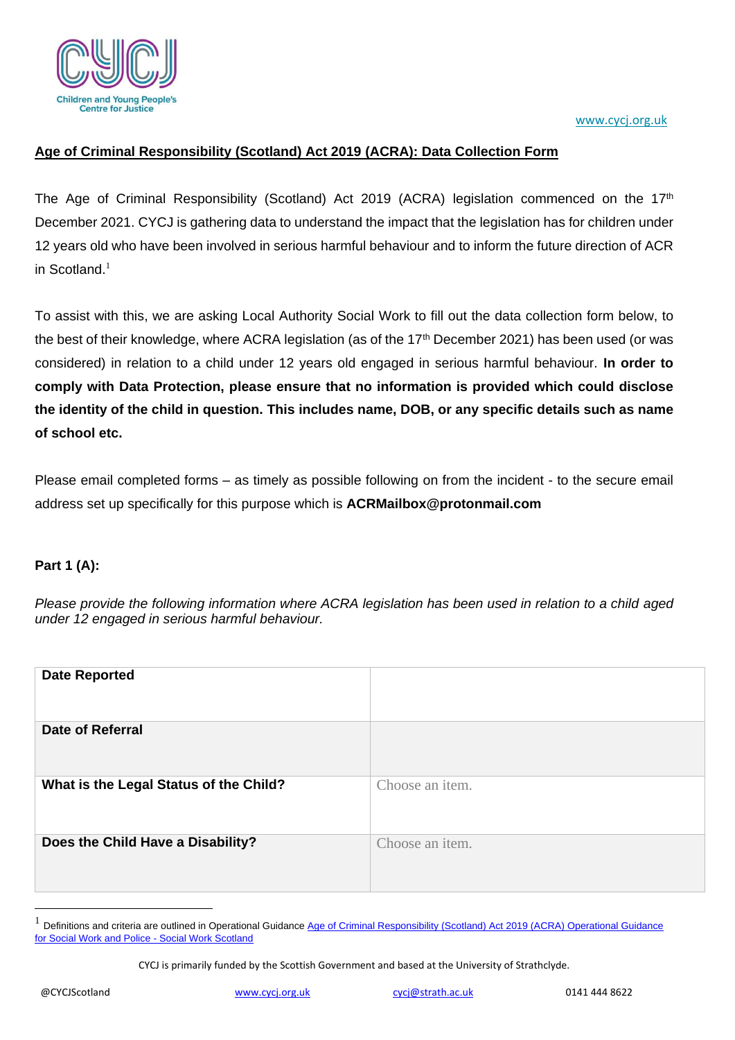www.cycj.org.uk

## Age of Criminal Responsibility (Scotland) Act 2019 (ACRA): Data Collection Form

The Age of Criminal Responsibility (Scotland) Act 2019 (ACRA) legislation commenced on the 17th December 2021. CYCJ is gathering data to understand the impact that the legislation has for children under 12 years old who have been involved in serious harmful behaviour and to inform the future direction of ACR in Scotland.[1]

To assist with this, we are asking Local Authority Social Work to fill out the data collection form below, to the best of their knowledge, where ACRA legislation (as of the 17th December 2021) has been used (or was considered) in relation to a child under 12 years old engaged in serious harmful behaviour. **In order to comply with Data Protection, please ensure that no information is provided which could disclose the identity of the child in question. This includes name, DOB, or any specific details such as name of school etc.**

Please email completed forms – as timely as possible following on from the incident - to the secure email address set up specifically for this purpose which is **ACRMailbox@protonmail.com**

**Part 1 (A):**

*Please provide the following information where ACRA legislation has been used in relation to a child aged under 12 engaged in serious harmful behaviour.*

| | |
|---|---|
| **Date Reported** | |
| **Date of Referral** | |
| **What is the Legal Status of the Child?** | Choose an item. |
| **Does the Child Have a Disability?** | Choose an item. |

[1] Definitions and criteria are outlined in Operational Guidance Age of Criminal Responsibility (Scotland) Act 2019 (ACRA) Operational Guidance for Social Work and Police - Social Work Scotland

CYCJ is primarily funded by the Scottish Government and based at the University of Strathclyde.

@CYCJScotland www.cycj.org.uk cycj@strath.ac.uk 0141 444 8622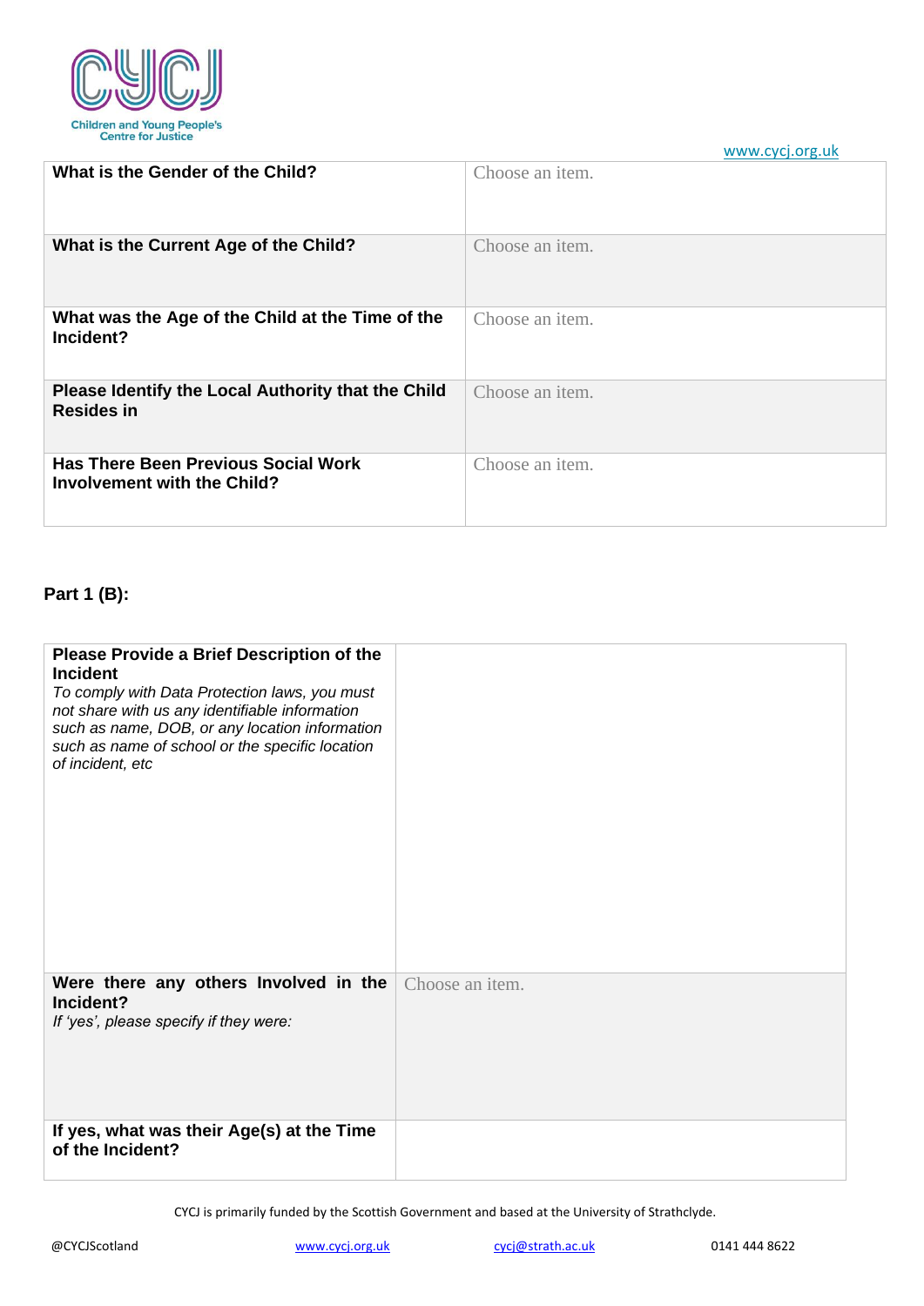| What is the Gender of the Child? | Choose an item. |
|---|---|
| What is the Current Age of the Child? | Choose an item. |
| What was the Age of the Child at the Time of the Incident? | Choose an item. |
| Please Identify the Local Authority that the Child Resides in | Choose an item. |
| Has There Been Previous Social Work Involvement with the Child? | Choose an item. |

**Part 1 (B):**

| **Please Provide a Brief Description of the Incident** *To comply with Data Protection laws, you must not share with us any identifiable information such as name, DOB, or any location information such as name of school or the specific location of incident, etc* | |
|---|---|
| **Were there any others Involved in the Incident?** *If 'yes', please specify if they were:* | Choose an item. |
| **If yes, what was their Age(s) at the Time of the Incident?** | |

CYCJ is primarily funded by the Scottish Government and based at the University of Strathclyde.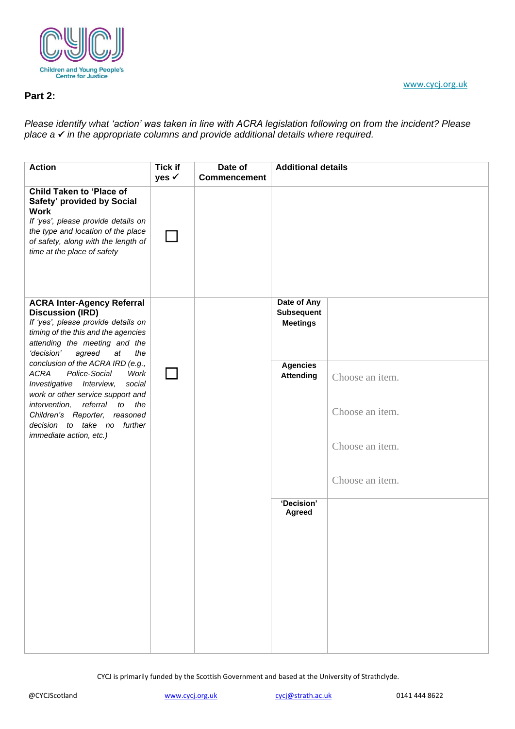## Part 2:

*Please identify what 'action' was taken in line with ACRA legislation following on from the incident? Please place a ✓ in the appropriate columns and provide additional details where required.*

| Action | Tick if yes ✓ | Date of Commencement | Additional details | |
|---|---|---|---|---|
| **Child Taken to 'Place of Safety' provided by Social Work** *If 'yes', please provide details on the type and location of the place of safety, along with the length of time at the place of safety* | ☐ | | | |
| **ACRA Inter-Agency Referral Discussion (IRD)** *If 'yes', please provide details on timing of the this and the agencies attending the meeting and the 'decision' agreed at the conclusion of the ACRA IRD (e.g., ACRA Police-Social Work Investigative Interview, social work or other service support and intervention, referral to the Children's Reporter, reasoned decision to take no further immediate action, etc.)* | ☐ | | **Date of Any Subsequent Meetings** | |
| | | | **Agencies Attending** | Choose an item. Choose an item. Choose an item. Choose an item. |
| | | | **'Decision' Agreed** | |

CYCJ is primarily funded by the Scottish Government and based at the University of Strathclyde.

@CYCJScotland www.cycj.org.uk cycj@strath.ac.uk 0141 444 8622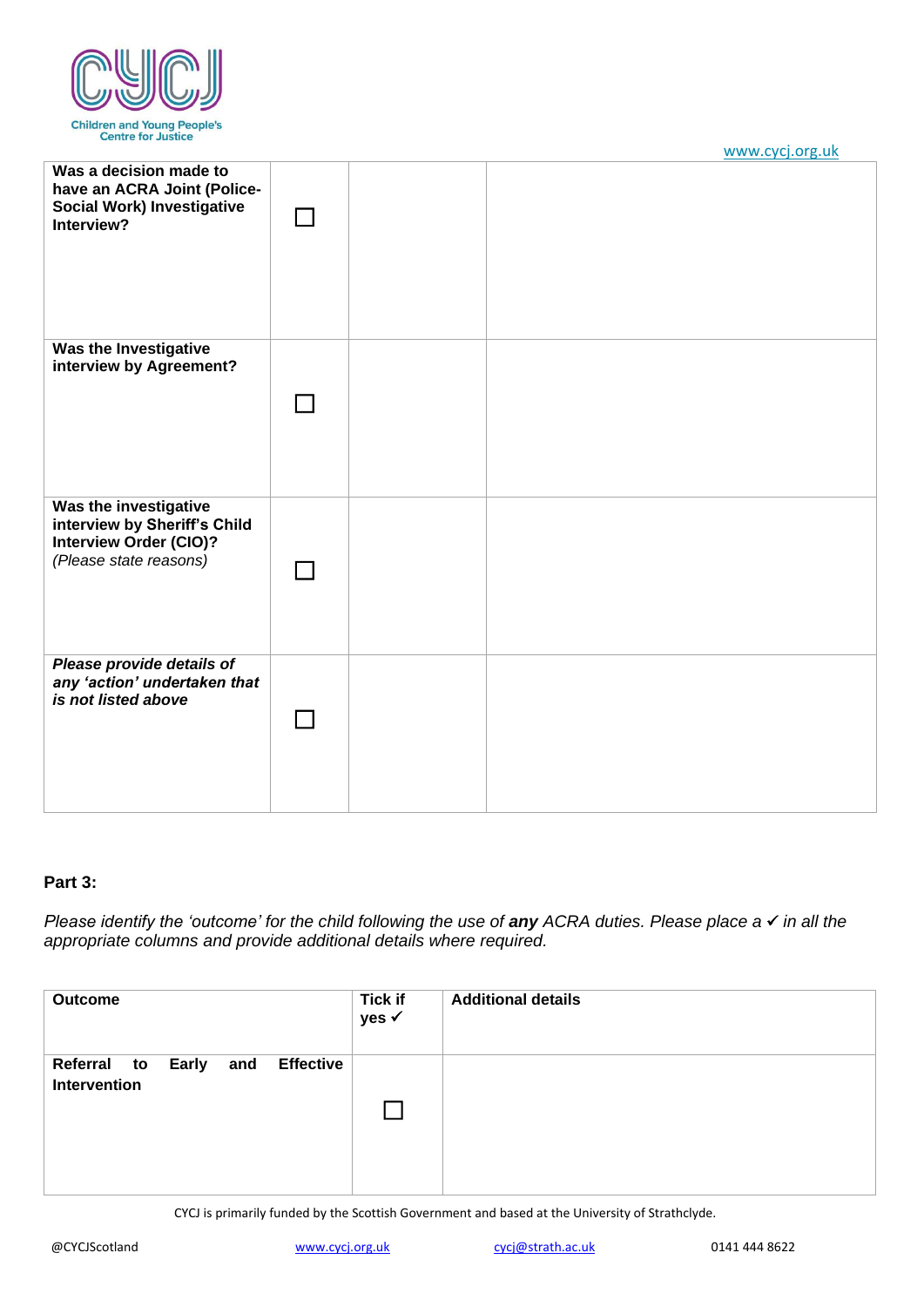| Was a decision made to have an ACRA Joint (Police-Social Work) Investigative Interview? | ☐ | | |
|---|---|---|---|
| **Was the Investigative interview by Agreement?** | ☐ | | |
| **Was the investigative interview by Sheriff's Child Interview Order (CIO)?** *(Please state reasons)* | ☐ | | |
| ***Please provide details of any 'action' undertaken that is not listed above*** | ☐ | | |

**Part 3:**

*Please identify the 'outcome' for the child following the use of* ***any*** *ACRA duties. Please place a ✓ in all the appropriate columns and provide additional details where required.*

| Outcome | Tick if yes ✓ | Additional details |
|---|---|---|
| **Referral to Early and Effective Intervention** | ☐ | |

CYCJ is primarily funded by the Scottish Government and based at the University of Strathclyde.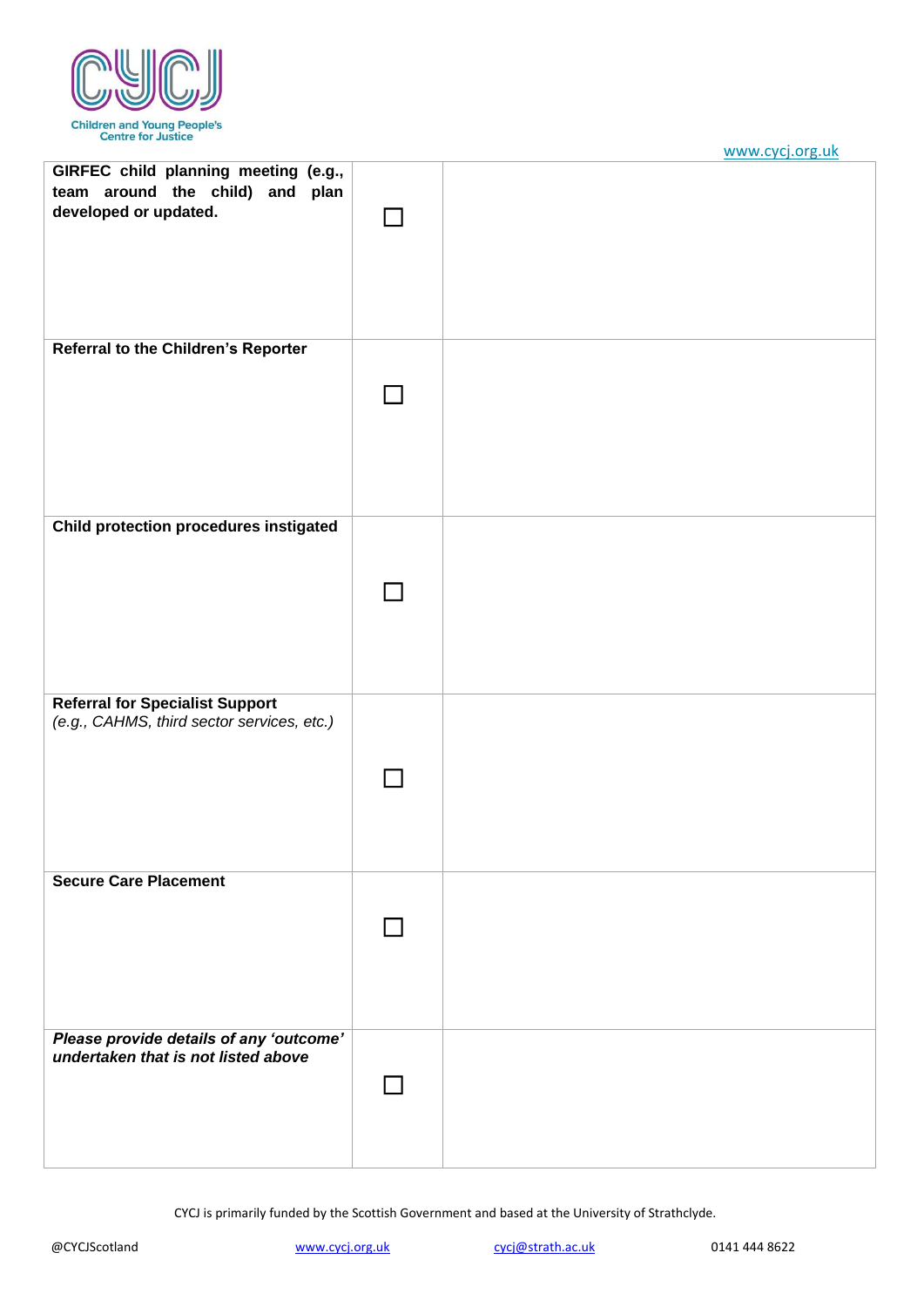| | | |
|---|---|---|
| **GIRFEC child planning meeting (e.g., team around the child) and plan developed or updated.** | ☐ | |
| **Referral to the Children's Reporter** | ☐ | |
| **Child protection procedures instigated** | ☐ | |
| **Referral for Specialist Support** *(e.g., CAHMS, third sector services, etc.)* | ☐ | |
| **Secure Care Placement** | ☐ | |
| ***Please provide details of any 'outcome' undertaken that is not listed above*** | ☐ | |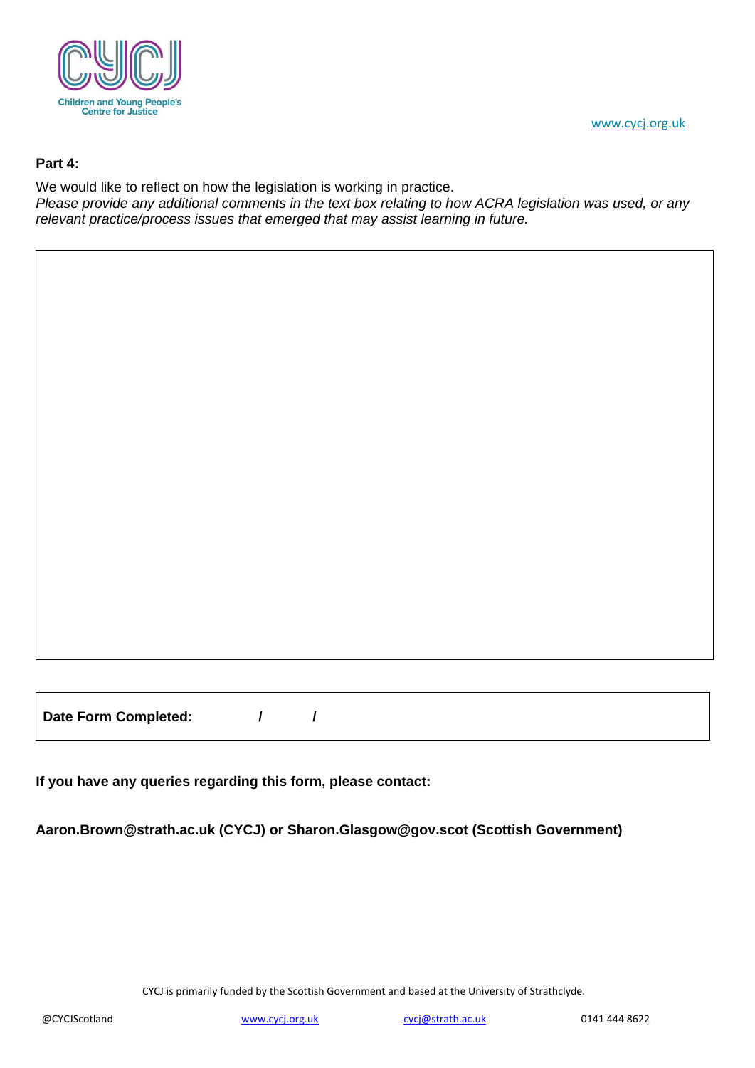**Part 4:**

We would like to reflect on how the legislation is working in practice.
*Please provide any additional comments in the text box relating to how ACRA legislation was used, or any relevant practice/process issues that emerged that may assist learning in future.*

| |
|---|
| |

| | |
|---|---|
| **Date Form Completed:** | **/ /** |

**If you have any queries regarding this form, please contact:**

**Aaron.Brown@strath.ac.uk (CYCJ) or Sharon.Glasgow@gov.scot (Scottish Government)**

CYCJ is primarily funded by the Scottish Government and based at the University of Strathclyde.

@CYCJScotland www.cycj.org.uk cycj@strath.ac.uk 0141 444 8622